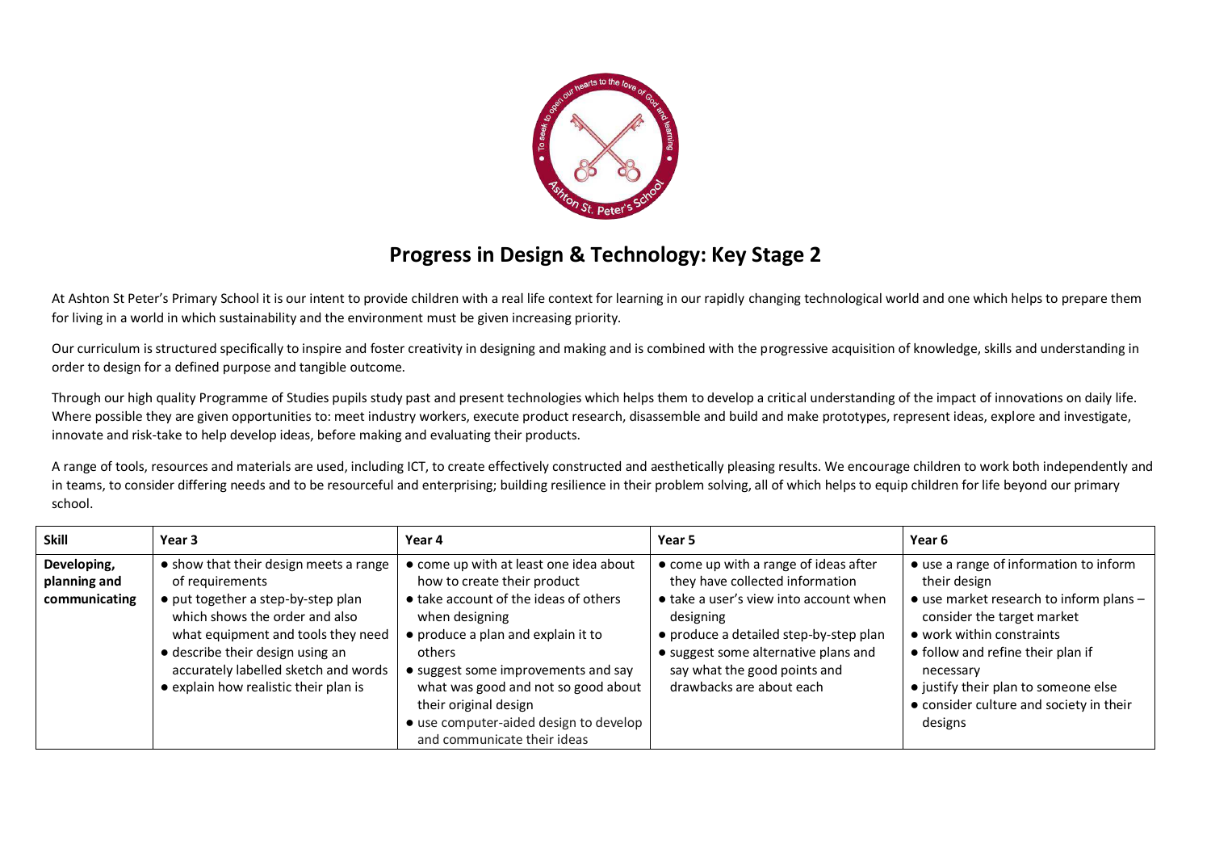# Progress in Design & Technology: Key Stage 2

At Ashton St Peter's Primary School it is our intent to provide children with a real life context for learning in our rapidly changing technological world and one which helps to prepare them for living in a world in which sustainability and the environment must be given increasing priority.

Our curriculum is structured specifically to inspire and foster creativity in designing and making and is combined with the progressive acquisition of knowledge, skills and understanding in order to design for a defined purpose and tangible outcome.

Through our high quality Programme of Studies pupils study past and present technologies which helps them to develop a critical understanding of the impact of innovations on daily life. Where possible they are given opportunities to: meet industry workers, execute product research, disassemble and build and make prototypes, represent ideas, explore and investigate, innovate and risk-take to help develop ideas, before making and evaluating their products.

A range of tools, resources and materials are used, including ICT, to create effectively constructed and aesthetically pleasing results. We encourage children to work both independently and in teams, to consider differing needs and to be resourceful and enterprising; building resilience in their problem solving, all of which helps to equip children for life beyond our primary school.

| Skill | Year 3 | Year 4 | Year 5 | Year 6 |
| --- | --- | --- | --- | --- |
| **Developing, planning and communicating** | • show that their design meets a range of requirements<br>• put together a step-by-step plan which shows the order and also what equipment and tools they need<br>• describe their design using an accurately labelled sketch and words<br>• explain how realistic their plan is | • come up with at least one idea about how to create their product<br>• take account of the ideas of others when designing<br>• produce a plan and explain it to others<br>• suggest some improvements and say what was good and not so good about their original design<br>• use computer-aided design to develop and communicate their ideas | • come up with a range of ideas after they have collected information<br>• take a user's view into account when designing<br>• produce a detailed step-by-step plan<br>• suggest some alternative plans and say what the good points and drawbacks are about each | • use a range of information to inform their design<br>• use market research to inform plans – consider the target market<br>• work within constraints<br>• follow and refine their plan if necessary<br>• justify their plan to someone else<br>• consider culture and society in their designs |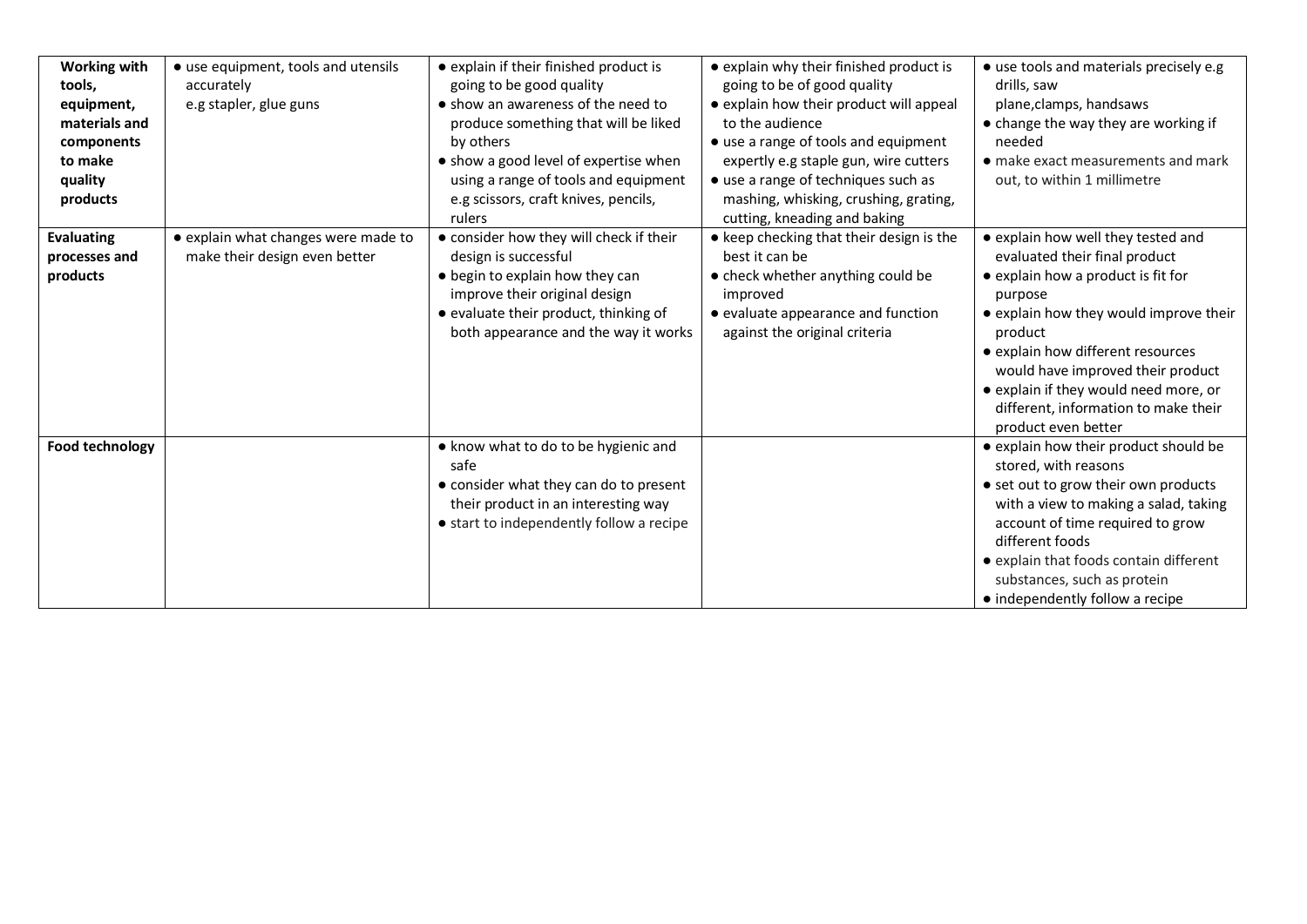| | | | | |
|---|---|---|---|---|
| **Working with tools, equipment, materials and components to make quality products** | • use equipment, tools and utensils accurately<br>e.g stapler, glue guns | • explain if their finished product is going to be good quality<br>• show an awareness of the need to produce something that will be liked by others<br>• show a good level of expertise when using a range of tools and equipment e.g scissors, craft knives, pencils, rulers | • explain why their finished product is going to be of good quality<br>• explain how their product will appeal to the audience<br>• use a range of tools and equipment expertly e.g staple gun, wire cutters<br>• use a range of techniques such as mashing, whisking, crushing, grating, cutting, kneading and baking | • use tools and materials precisely e.g drills, saw plane,clamps, handsaws<br>• change the way they are working if needed<br>• make exact measurements and mark out, to within 1 millimetre |
| **Evaluating processes and products** | • explain what changes were made to make their design even better | • consider how they will check if their design is successful<br>• begin to explain how they can improve their original design<br>• evaluate their product, thinking of both appearance and the way it works | • keep checking that their design is the best it can be<br>• check whether anything could be improved<br>• evaluate appearance and function against the original criteria | • explain how well they tested and evaluated their final product<br>• explain how a product is fit for purpose<br>• explain how they would improve their product<br>• explain how different resources would have improved their product<br>• explain if they would need more, or different, information to make their product even better |
| **Food technology** | | • know what to do to be hygienic and safe<br>• consider what they can do to present their product in an interesting way<br>• start to independently follow a recipe | | • explain how their product should be stored, with reasons<br>• set out to grow their own products with a view to making a salad, taking account of time required to grow different foods<br>• explain that foods contain different substances, such as protein<br>• independently follow a recipe |